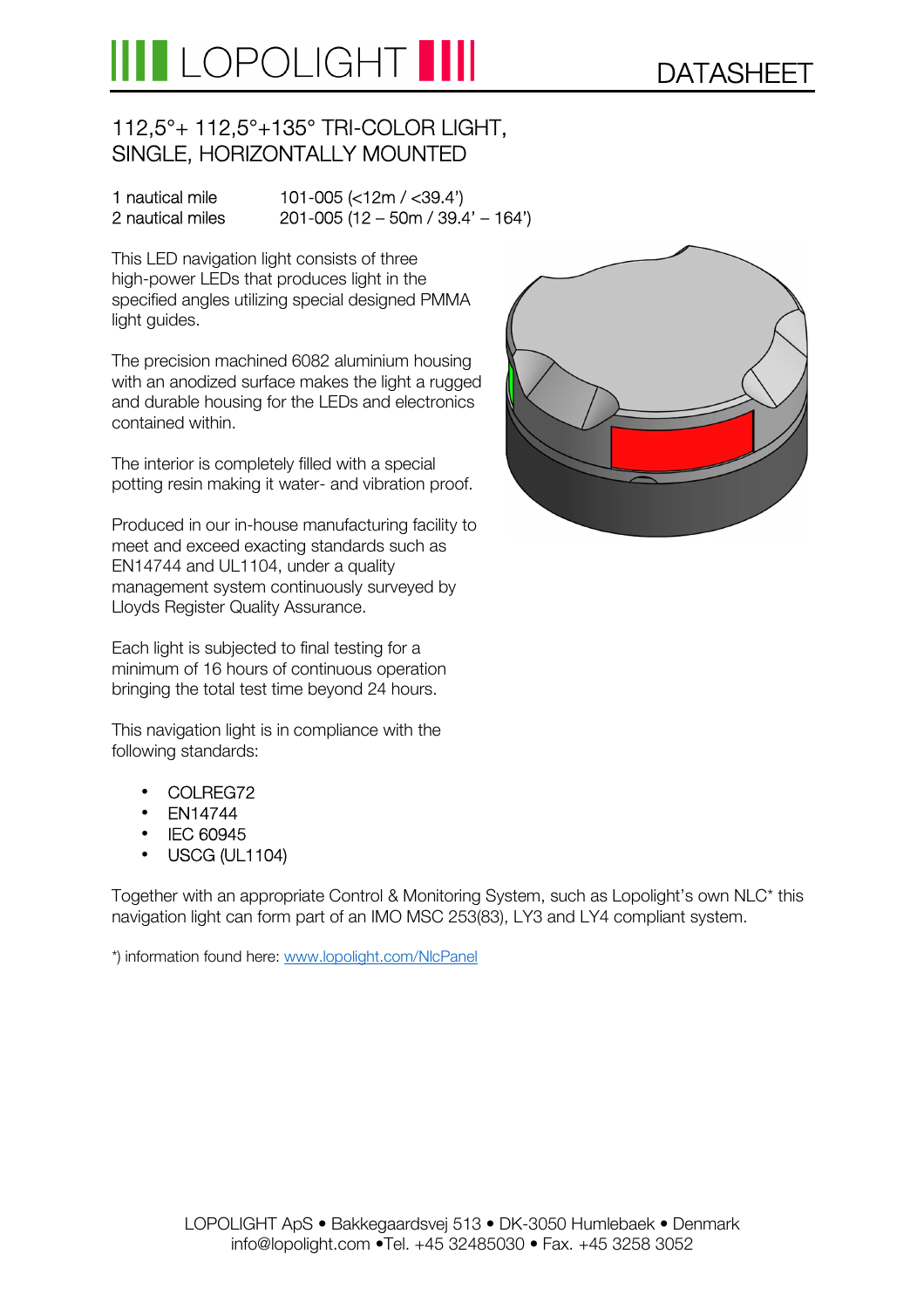# LOPOLIGHT

DATASHEET

## 112,5°+ 112,5°+135° TRI-COLOR LIGHT, SINGLE, HORIZONTALLY MOUNTED

| | |
|---|---|
| 1 nautical mile | 101-005 (<12m / <39.4') |
| 2 nautical miles | 201-005 (12 – 50m / 39.4' – 164') |

This LED navigation light consists of three high-power LEDs that produces light in the specified angles utilizing special designed PMMA light guides.

The precision machined 6082 aluminium housing with an anodized surface makes the light a rugged and durable housing for the LEDs and electronics contained within.

The interior is completely filled with a special potting resin making it water- and vibration proof.

Produced in our in-house manufacturing facility to meet and exceed exacting standards such as EN14744 and UL1104, under a quality management system continuously surveyed by Lloyds Register Quality Assurance.

Each light is subjected to final testing for a minimum of 16 hours of continuous operation bringing the total test time beyond 24 hours.

This navigation light is in compliance with the following standards:

- COLREG72
- EN14744
- IEC 60945
- USCG (UL1104)

Together with an appropriate Control & Monitoring System, such as Lopolight's own NLC* this navigation light can form part of an IMO MSC 253(83), LY3 and LY4 compliant system.

*) information found here: www.lopolight.com/NlcPanel

LOPOLIGHT ApS • Bakkegaardsvej 513 • DK-3050 Humlebaek • Denmark
info@lopolight.com •Tel. +45 32485030 • Fax. +45 3258 3052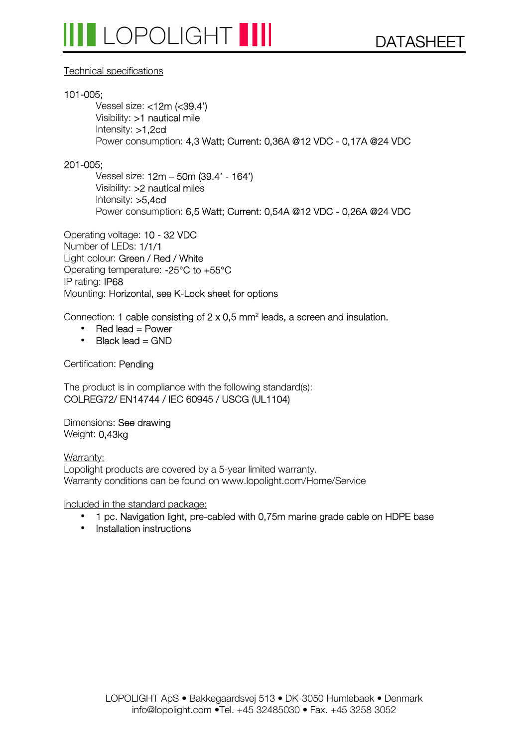Technical specifications

101-005;

Vessel size: <12m (<39.4')
Visibility: >1 nautical mile
Intensity: >1,2cd
Power consumption: 4,3 Watt; Current: 0,36A @12 VDC - 0,17A @24 VDC

201-005;

Vessel size: 12m – 50m (39.4' - 164')
Visibility: >2 nautical miles
Intensity: >5,4cd
Power consumption: 6,5 Watt; Current: 0,54A @12 VDC - 0,26A @24 VDC

Operating voltage: 10 - 32 VDC
Number of LEDs: 1/1/1
Light colour: Green / Red / White
Operating temperature: -25°C to +55°C
IP rating: IP68
Mounting: Horizontal, see K-Lock sheet for options

Connection: 1 cable consisting of 2 x 0,5 $mm^2$ leads, a screen and insulation.

- Red lead = Power
- Black lead = GND

Certification: Pending

The product is in compliance with the following standard(s):
COLREG72/ EN14744 / IEC 60945 / USCG (UL1104)

Dimensions: See drawing
Weight: 0,43kg

Warranty:
Lopolight products are covered by a 5-year limited warranty.
Warranty conditions can be found on www.lopolight.com/Home/Service

Included in the standard package:

- 1 pc. Navigation light, pre-cabled with 0,75m marine grade cable on HDPE base
- Installation instructions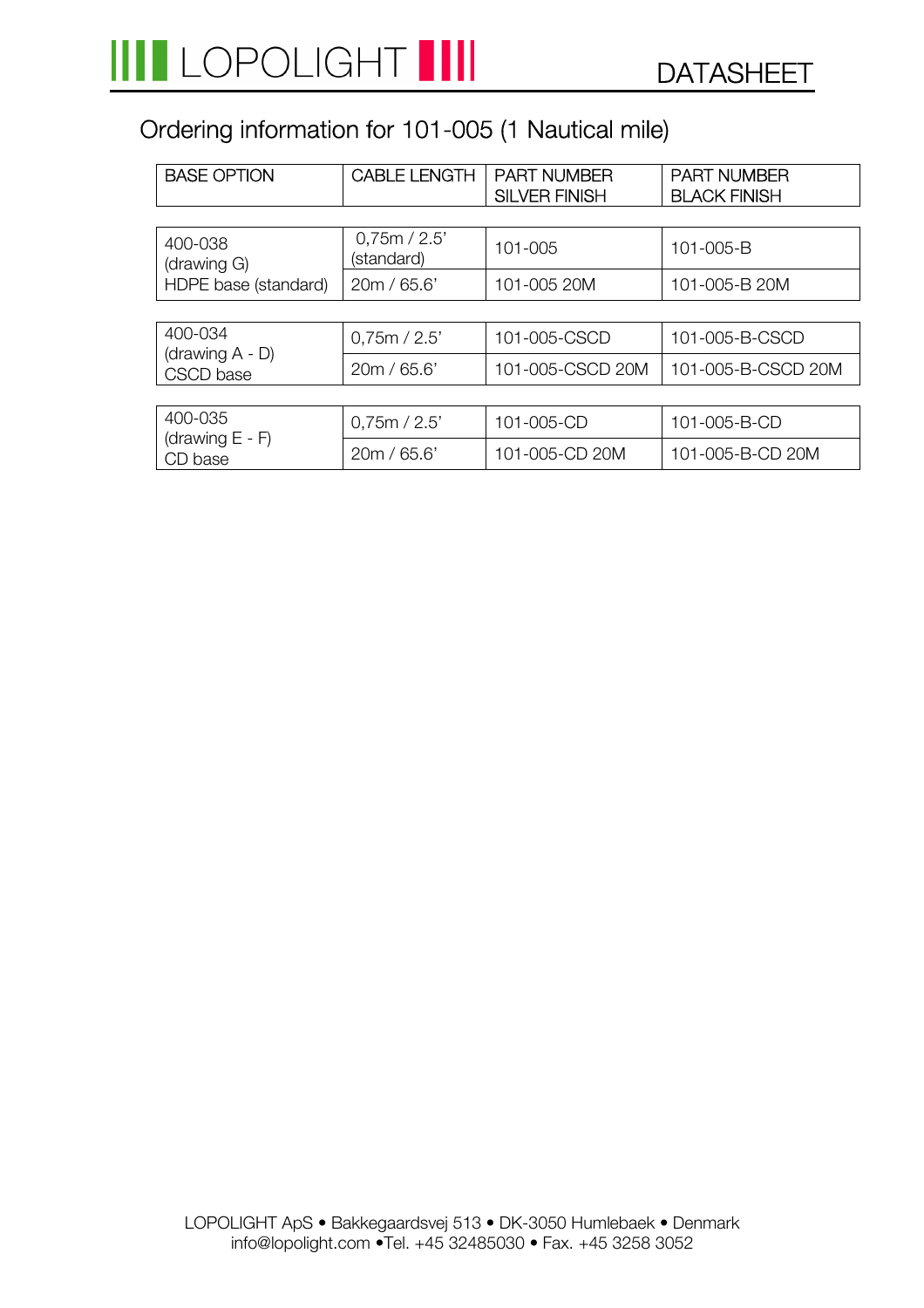## Ordering information for 101-005 (1 Nautical mile)

| BASE OPTION | CABLE LENGTH | PART NUMBER SILVER FINISH | PART NUMBER BLACK FINISH |
|---|---|---|---|
| 400-038 (drawing G) HDPE base (standard) | 0,75m / 2.5' (standard) | 101-005 | 101-005-B |
| | 20m / 65.6' | 101-005 20M | 101-005-B 20M |
| 400-034 (drawing A - D) CSCD base | 0,75m / 2.5' | 101-005-CSCD | 101-005-B-CSCD |
| | 20m / 65.6' | 101-005-CSCD 20M | 101-005-B-CSCD 20M |
| 400-035 (drawing E - F) CD base | 0,75m / 2.5' | 101-005-CD | 101-005-B-CD |
| | 20m / 65.6' | 101-005-CD 20M | 101-005-B-CD 20M |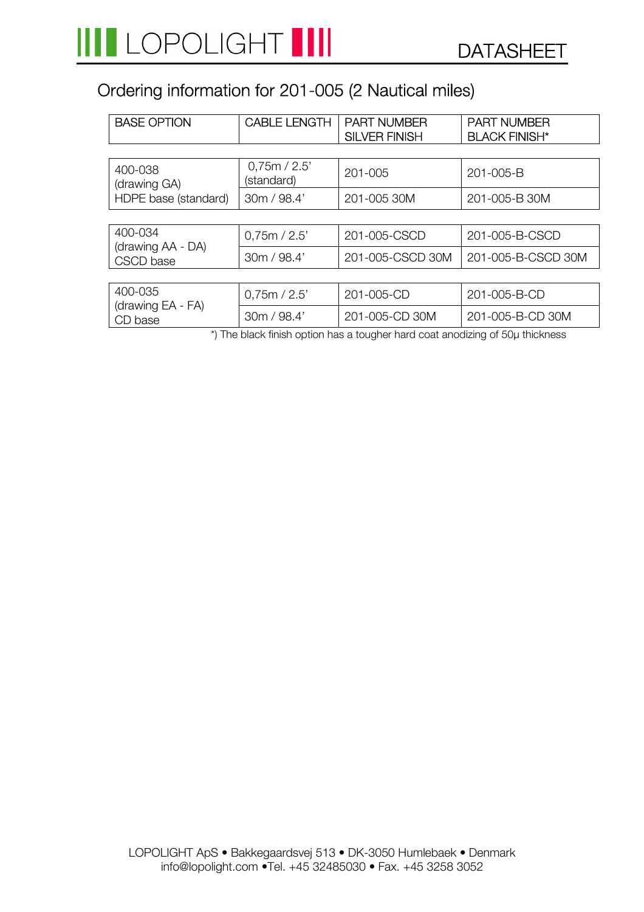## Ordering information for 201-005 (2 Nautical miles)

| BASE OPTION | CABLE LENGTH | PART NUMBER SILVER FINISH | PART NUMBER BLACK FINISH* |
|---|---|---|---|
| 400-038 (drawing GA) HDPE base (standard) | 0,75m / 2.5' (standard) | 201-005 | 201-005-B |
| | 30m / 98.4' | 201-005 30M | 201-005-B 30M |
| 400-034 (drawing AA - DA) CSCD base | 0,75m / 2.5' | 201-005-CSCD | 201-005-B-CSCD |
| | 30m / 98.4' | 201-005-CSCD 30M | 201-005-B-CSCD 30M |
| 400-035 (drawing EA - FA) CD base | 0,75m / 2.5' | 201-005-CD | 201-005-B-CD |
| | 30m / 98.4' | 201-005-CD 30M | 201-005-B-CD 30M |

*) The black finish option has a tougher hard coat anodizing of 50µ thickness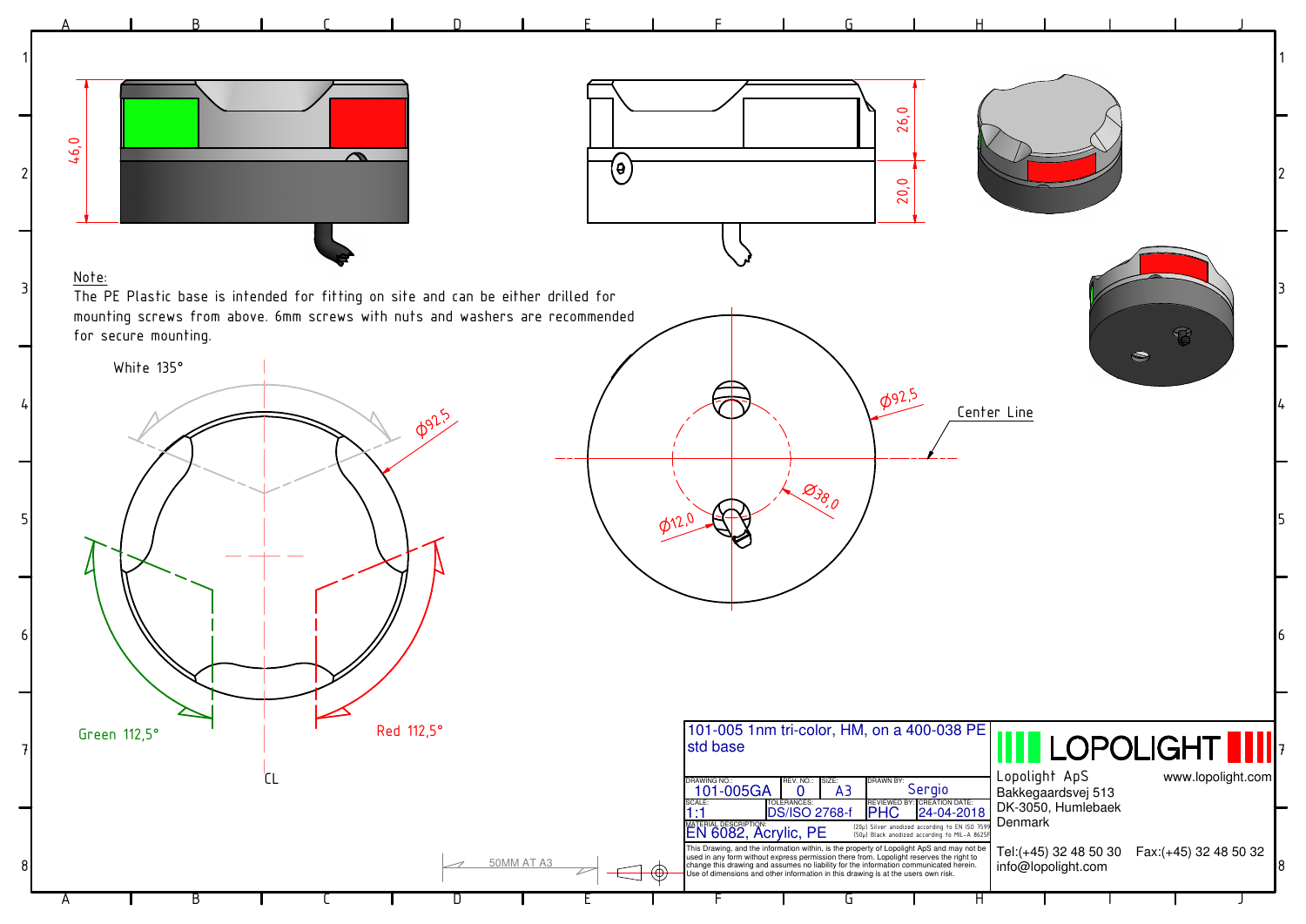Note:
The PE Plastic base is intended for fitting on site and can be either drilled for mounting screws from above. 6mm screws with nuts and washers are recommended for secure mounting.

46,0

26,0

20,0

White 135°

Ø92,5

Green 112,5°

Red 112,5°

CL

Ø92,5

Ø38,0

Ø12,0

Center Line

50MM AT A3

| | | | | |
|---|---|---|---|---|
| 101-005 1nm tri-color, HM, on a 400-038 PE std base | | | | |
| DRAWING NO.: 101-005GA | REV. NO.: 0 | SIZE: A3 | DRAWN BY: Sergio | |
| SCALE: 1:1 | TOLERANCES: DS/ISO 2768-f | | REVIEWED BY: PHC | CREATION DATE: 24-04-2018 |
| MATERIAL DESCRIPTION: EN 6082, Acrylic, PE | (20µ) Silver anodized according to EN ISO 7599 (50µ) Black anodized according to MIL-A 8625F | | | |

This Drawing, and the information within, is the property of Lopolight ApS and may not be used in any form without express permission there from. Lopolight reserves the right to change this drawing and assumes no liability for the information communicated herein. Use of dimensions and other information in this drawing is at the users own risk.

LOPOLIGHT

Lopolight ApS
Bakkegaardsvej 513
DK-3050, Humlebaek
Denmark

www.lopolight.com

Tel:(+45) 32 48 50 30 Fax:(+45) 32 48 50 32
info@lopolight.com